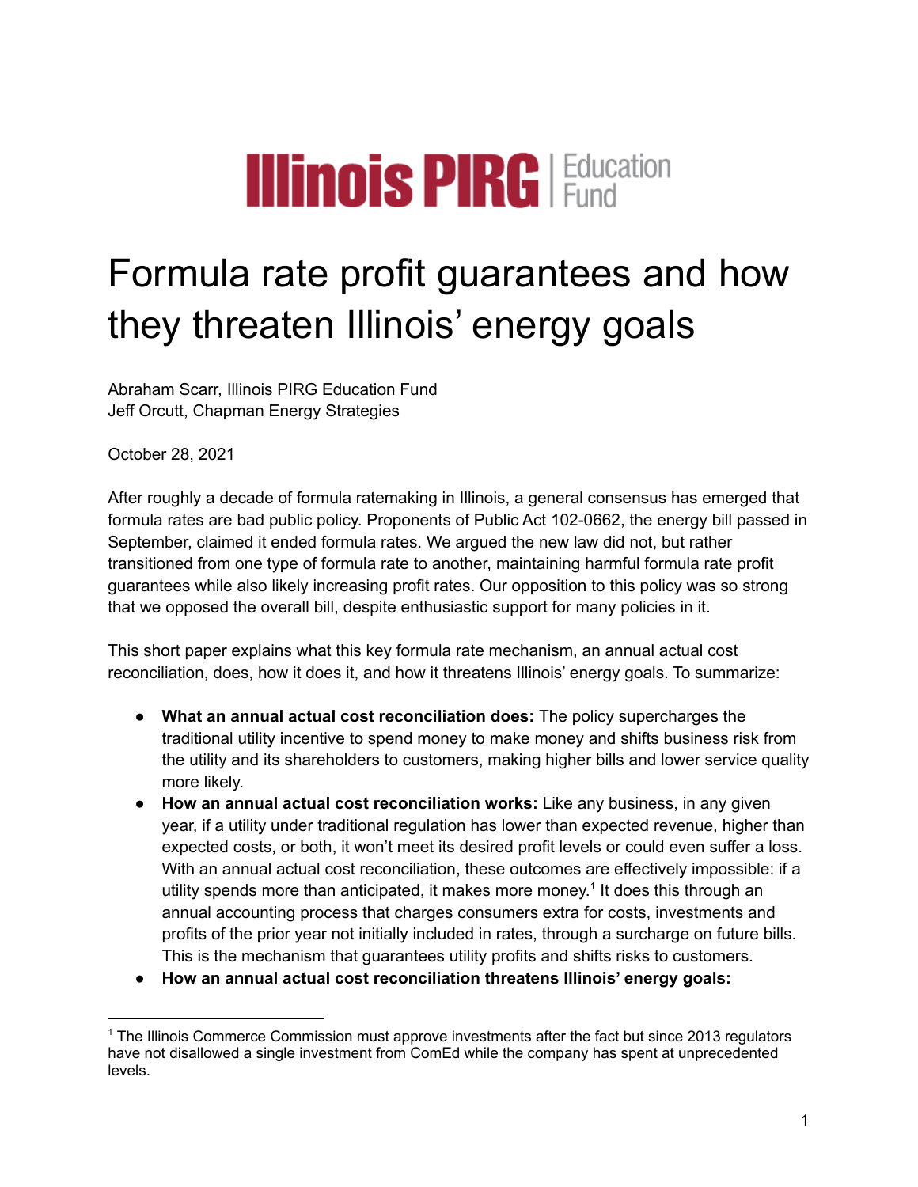**Illinois PIRG** | Education Fund

# Formula rate profit guarantees and how they threaten Illinois' energy goals

Abraham Scarr, Illinois PIRG Education Fund
Jeff Orcutt, Chapman Energy Strategies

October 28, 2021

After roughly a decade of formula ratemaking in Illinois, a general consensus has emerged that formula rates are bad public policy. Proponents of Public Act 102-0662, the energy bill passed in September, claimed it ended formula rates. We argued the new law did not, but rather transitioned from one type of formula rate to another, maintaining harmful formula rate profit guarantees while also likely increasing profit rates. Our opposition to this policy was so strong that we opposed the overall bill, despite enthusiastic support for many policies in it.

This short paper explains what this key formula rate mechanism, an annual actual cost reconciliation, does, how it does it, and how it threatens Illinois' energy goals. To summarize:

- **What an annual actual cost reconciliation does:** The policy supercharges the traditional utility incentive to spend money to make money and shifts business risk from the utility and its shareholders to customers, making higher bills and lower service quality more likely.
- **How an annual actual cost reconciliation works:** Like any business, in any given year, if a utility under traditional regulation has lower than expected revenue, higher than expected costs, or both, it won't meet its desired profit levels or could even suffer a loss. With an annual actual cost reconciliation, these outcomes are effectively impossible: if a utility spends more than anticipated, it makes more money.[1] It does this through an annual accounting process that charges consumers extra for costs, investments and profits of the prior year not initially included in rates, through a surcharge on future bills. This is the mechanism that guarantees utility profits and shifts risks to customers.
- **How an annual actual cost reconciliation threatens Illinois' energy goals:**

[1] The Illinois Commerce Commission must approve investments after the fact but since 2013 regulators have not disallowed a single investment from ComEd while the company has spent at unprecedented levels.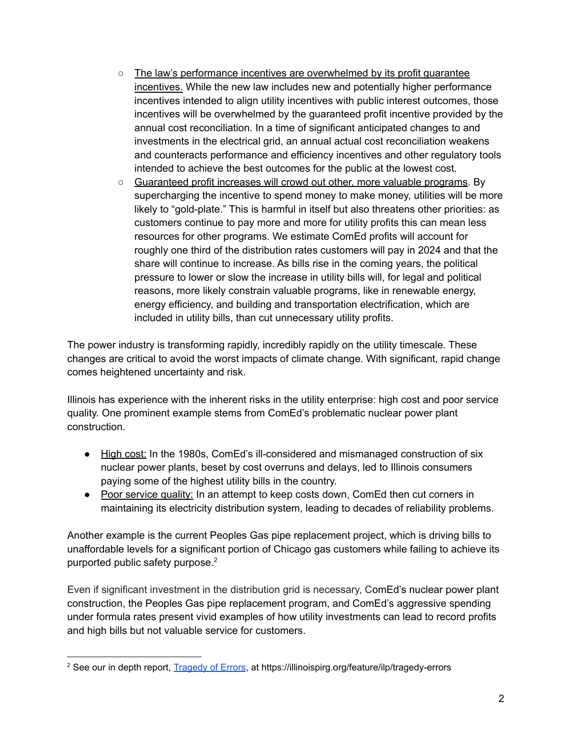- The law's performance incentives are overwhelmed by its profit guarantee incentives. While the new law includes new and potentially higher performance incentives intended to align utility incentives with public interest outcomes, those incentives will be overwhelmed by the guaranteed profit incentive provided by the annual cost reconciliation. In a time of significant anticipated changes to and investments in the electrical grid, an annual actual cost reconciliation weakens and counteracts performance and efficiency incentives and other regulatory tools intended to achieve the best outcomes for the public at the lowest cost.
- Guaranteed profit increases will crowd out other, more valuable programs. By supercharging the incentive to spend money to make money, utilities will be more likely to "gold-plate." This is harmful in itself but also threatens other priorities: as customers continue to pay more and more for utility profits this can mean less resources for other programs. We estimate ComEd profits will account for roughly one third of the distribution rates customers will pay in 2024 and that the share will continue to increase. As bills rise in the coming years, the political pressure to lower or slow the increase in utility bills will, for legal and political reasons, more likely constrain valuable programs, like in renewable energy, energy efficiency, and building and transportation electrification, which are included in utility bills, than cut unnecessary utility profits.

The power industry is transforming rapidly, incredibly rapidly on the utility timescale. These changes are critical to avoid the worst impacts of climate change. With significant, rapid change comes heightened uncertainty and risk.

Illinois has experience with the inherent risks in the utility enterprise: high cost and poor service quality. One prominent example stems from ComEd's problematic nuclear power plant construction.

- High cost: In the 1980s, ComEd's ill-considered and mismanaged construction of six nuclear power plants, beset by cost overruns and delays, led to Illinois consumers paying some of the highest utility bills in the country.
- Poor service quality: In an attempt to keep costs down, ComEd then cut corners in maintaining its electricity distribution system, leading to decades of reliability problems.

Another example is the current Peoples Gas pipe replacement project, which is driving bills to unaffordable levels for a significant portion of Chicago gas customers while failing to achieve its purported public safety purpose.[2]

Even if significant investment in the distribution grid is necessary, ComEd's nuclear power plant construction, the Peoples Gas pipe replacement program, and ComEd's aggressive spending under formula rates present vivid examples of how utility investments can lead to record profits and high bills but not valuable service for customers.

[2] See our in depth report, Tragedy of Errors, at https://illinoispirg.org/feature/ilp/tragedy-errors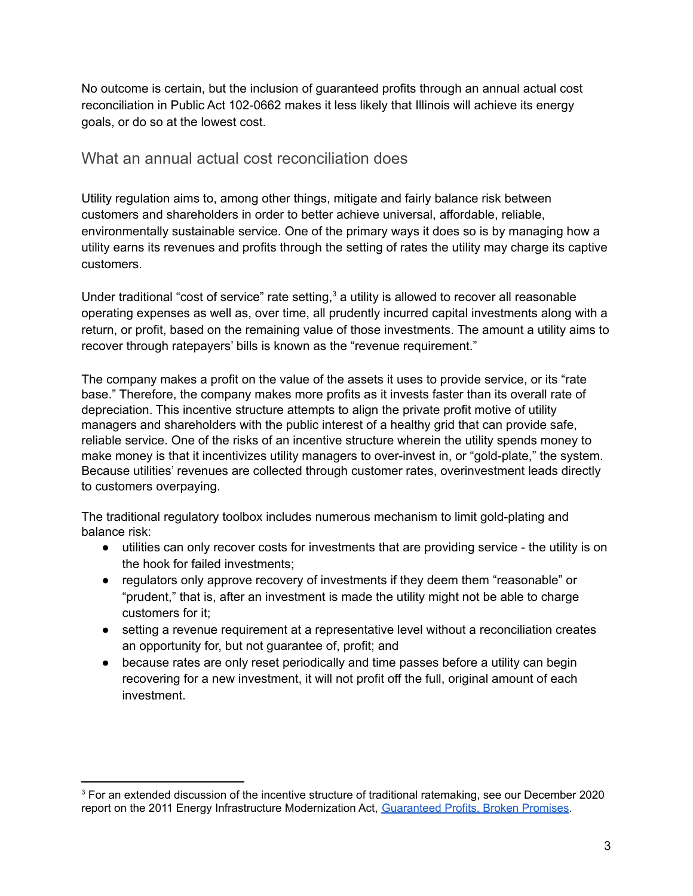No outcome is certain, but the inclusion of guaranteed profits through an annual actual cost reconciliation in Public Act 102-0662 makes it less likely that Illinois will achieve its energy goals, or do so at the lowest cost.

## What an annual actual cost reconciliation does

Utility regulation aims to, among other things, mitigate and fairly balance risk between customers and shareholders in order to better achieve universal, affordable, reliable, environmentally sustainable service. One of the primary ways it does so is by managing how a utility earns its revenues and profits through the setting of rates the utility may charge its captive customers.

Under traditional "cost of service" rate setting,[3] a utility is allowed to recover all reasonable operating expenses as well as, over time, all prudently incurred capital investments along with a return, or profit, based on the remaining value of those investments. The amount a utility aims to recover through ratepayers' bills is known as the "revenue requirement."

The company makes a profit on the value of the assets it uses to provide service, or its "rate base." Therefore, the company makes more profits as it invests faster than its overall rate of depreciation. This incentive structure attempts to align the private profit motive of utility managers and shareholders with the public interest of a healthy grid that can provide safe, reliable service. One of the risks of an incentive structure wherein the utility spends money to make money is that it incentivizes utility managers to over-invest in, or "gold-plate," the system. Because utilities' revenues are collected through customer rates, overinvestment leads directly to customers overpaying.

The traditional regulatory toolbox includes numerous mechanism to limit gold-plating and balance risk:

- utilities can only recover costs for investments that are providing service - the utility is on the hook for failed investments;
- regulators only approve recovery of investments if they deem them "reasonable" or "prudent," that is, after an investment is made the utility might not be able to charge customers for it;
- setting a revenue requirement at a representative level without a reconciliation creates an opportunity for, but not guarantee of, profit; and
- because rates are only reset periodically and time passes before a utility can begin recovering for a new investment, it will not profit off the full, original amount of each investment.

---

[3] For an extended discussion of the incentive structure of traditional ratemaking, see our December 2020 report on the 2011 Energy Infrastructure Modernization Act, [Guaranteed Profits, Broken Promises](Guaranteed Profits, Broken Promises).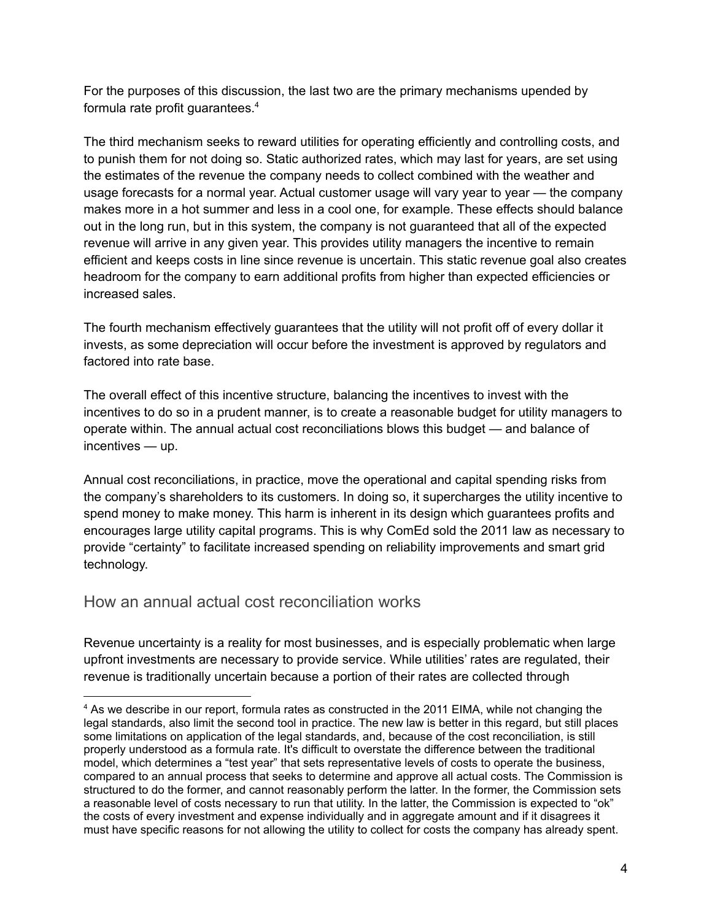For the purposes of this discussion, the last two are the primary mechanisms upended by formula rate profit guarantees.[4]

The third mechanism seeks to reward utilities for operating efficiently and controlling costs, and to punish them for not doing so. Static authorized rates, which may last for years, are set using the estimates of the revenue the company needs to collect combined with the weather and usage forecasts for a normal year. Actual customer usage will vary year to year — the company makes more in a hot summer and less in a cool one, for example. These effects should balance out in the long run, but in this system, the company is not guaranteed that all of the expected revenue will arrive in any given year. This provides utility managers the incentive to remain efficient and keeps costs in line since revenue is uncertain. This static revenue goal also creates headroom for the company to earn additional profits from higher than expected efficiencies or increased sales.

The fourth mechanism effectively guarantees that the utility will not profit off of every dollar it invests, as some depreciation will occur before the investment is approved by regulators and factored into rate base.

The overall effect of this incentive structure, balancing the incentives to invest with the incentives to do so in a prudent manner, is to create a reasonable budget for utility managers to operate within. The annual actual cost reconciliations blows this budget — and balance of incentives — up.

Annual cost reconciliations, in practice, move the operational and capital spending risks from the company's shareholders to its customers. In doing so, it supercharges the utility incentive to spend money to make money. This harm is inherent in its design which guarantees profits and encourages large utility capital programs. This is why ComEd sold the 2011 law as necessary to provide "certainty" to facilitate increased spending on reliability improvements and smart grid technology.

## How an annual actual cost reconciliation works

Revenue uncertainty is a reality for most businesses, and is especially problematic when large upfront investments are necessary to provide service. While utilities' rates are regulated, their revenue is traditionally uncertain because a portion of their rates are collected through

---

[4] As we describe in our report, formula rates as constructed in the 2011 EIMA, while not changing the legal standards, also limit the second tool in practice. The new law is better in this regard, but still places some limitations on application of the legal standards, and, because of the cost reconciliation, is still properly understood as a formula rate. It's difficult to overstate the difference between the traditional model, which determines a "test year" that sets representative levels of costs to operate the business, compared to an annual process that seeks to determine and approve all actual costs. The Commission is structured to do the former, and cannot reasonably perform the latter. In the former, the Commission sets a reasonable level of costs necessary to run that utility. In the latter, the Commission is expected to "ok" the costs of every investment and expense individually and in aggregate amount and if it disagrees it must have specific reasons for not allowing the utility to collect for costs the company has already spent.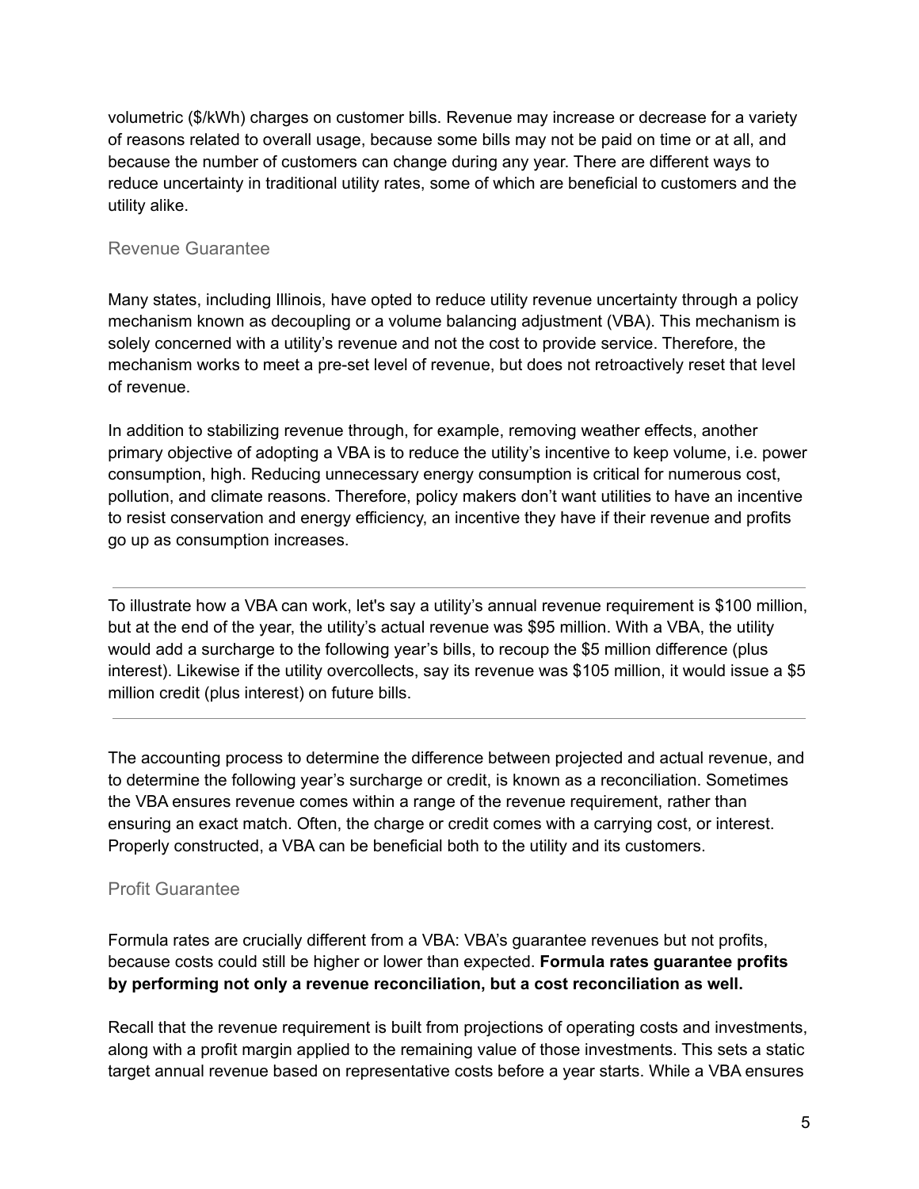volumetric ($/kWh) charges on customer bills. Revenue may increase or decrease for a variety of reasons related to overall usage, because some bills may not be paid on time or at all, and because the number of customers can change during any year. There are different ways to reduce uncertainty in traditional utility rates, some of which are beneficial to customers and the utility alike.

### Revenue Guarantee

Many states, including Illinois, have opted to reduce utility revenue uncertainty through a policy mechanism known as decoupling or a volume balancing adjustment (VBA). This mechanism is solely concerned with a utility's revenue and not the cost to provide service. Therefore, the mechanism works to meet a pre-set level of revenue, but does not retroactively reset that level of revenue.

In addition to stabilizing revenue through, for example, removing weather effects, another primary objective of adopting a VBA is to reduce the utility's incentive to keep volume, i.e. power consumption, high. Reducing unnecessary energy consumption is critical for numerous cost, pollution, and climate reasons. Therefore, policy makers don't want utilities to have an incentive to resist conservation and energy efficiency, an incentive they have if their revenue and profits go up as consumption increases.

---

To illustrate how a VBA can work, let's say a utility's annual revenue requirement is $100 million, but at the end of the year, the utility's actual revenue was $95 million. With a VBA, the utility would add a surcharge to the following year's bills, to recoup the $5 million difference (plus interest). Likewise if the utility overcollects, say its revenue was $105 million, it would issue a $5 million credit (plus interest) on future bills.

---

The accounting process to determine the difference between projected and actual revenue, and to determine the following year's surcharge or credit, is known as a reconciliation. Sometimes the VBA ensures revenue comes within a range of the revenue requirement, rather than ensuring an exact match. Often, the charge or credit comes with a carrying cost, or interest. Properly constructed, a VBA can be beneficial both to the utility and its customers.

### Profit Guarantee

Formula rates are crucially different from a VBA: VBA's guarantee revenues but not profits, because costs could still be higher or lower than expected. **Formula rates guarantee profits by performing not only a revenue reconciliation, but a cost reconciliation as well.**

Recall that the revenue requirement is built from projections of operating costs and investments, along with a profit margin applied to the remaining value of those investments. This sets a static target annual revenue based on representative costs before a year starts. While a VBA ensures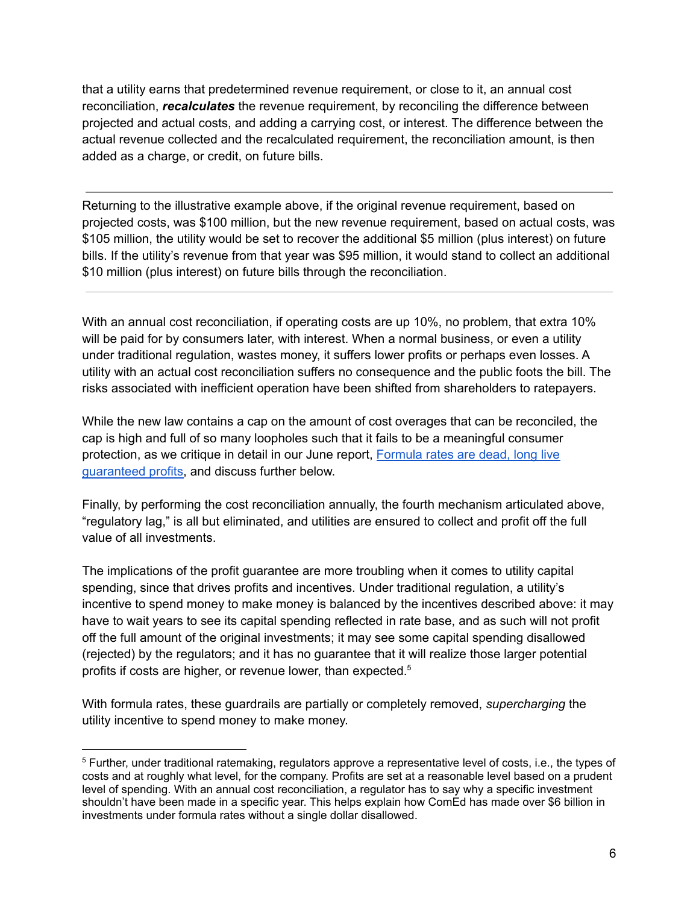that a utility earns that predetermined revenue requirement, or close to it, an annual cost reconciliation, ***recalculates*** the revenue requirement, by reconciling the difference between projected and actual costs, and adding a carrying cost, or interest. The difference between the actual revenue collected and the recalculated requirement, the reconciliation amount, is then added as a charge, or credit, on future bills.

---

Returning to the illustrative example above, if the original revenue requirement, based on projected costs, was $100 million, but the new revenue requirement, based on actual costs, was $105 million, the utility would be set to recover the additional $5 million (plus interest) on future bills. If the utility's revenue from that year was $95 million, it would stand to collect an additional $10 million (plus interest) on future bills through the reconciliation.

---

With an annual cost reconciliation, if operating costs are up 10%, no problem, that extra 10% will be paid for by consumers later, with interest. When a normal business, or even a utility under traditional regulation, wastes money, it suffers lower profits or perhaps even losses. A utility with an actual cost reconciliation suffers no consequence and the public foots the bill. The risks associated with inefficient operation have been shifted from shareholders to ratepayers.

While the new law contains a cap on the amount of cost overages that can be reconciled, the cap is high and full of so many loopholes such that it fails to be a meaningful consumer protection, as we critique in detail in our June report, [Formula rates are dead, long live guaranteed profits](), and discuss further below.

Finally, by performing the cost reconciliation annually, the fourth mechanism articulated above, "regulatory lag," is all but eliminated, and utilities are ensured to collect and profit off the full value of all investments.

The implications of the profit guarantee are more troubling when it comes to utility capital spending, since that drives profits and incentives. Under traditional regulation, a utility's incentive to spend money to make money is balanced by the incentives described above: it may have to wait years to see its capital spending reflected in rate base, and as such will not profit off the full amount of the original investments; it may see some capital spending disallowed (rejected) by the regulators; and it has no guarantee that it will realize those larger potential profits if costs are higher, or revenue lower, than expected.[5]

With formula rates, these guardrails are partially or completely removed, *supercharging* the utility incentive to spend money to make money.

---

[5] Further, under traditional ratemaking, regulators approve a representative level of costs, i.e., the types of costs and at roughly what level, for the company. Profits are set at a reasonable level based on a prudent level of spending. With an annual cost reconciliation, a regulator has to say why a specific investment shouldn't have been made in a specific year. This helps explain how ComEd has made over $6 billion in investments under formula rates without a single dollar disallowed.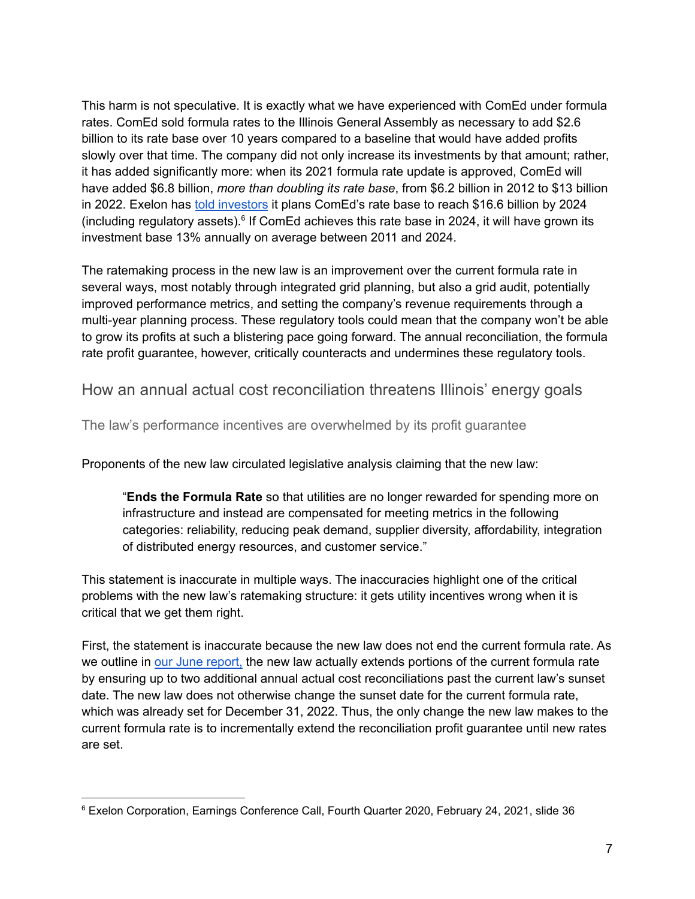This harm is not speculative. It is exactly what we have experienced with ComEd under formula rates. ComEd sold formula rates to the Illinois General Assembly as necessary to add $2.6 billion to its rate base over 10 years compared to a baseline that would have added profits slowly over that time. The company did not only increase its investments by that amount; rather, it has added significantly more: when its 2021 formula rate update is approved, ComEd will have added $6.8 billion, *more than doubling its rate base*, from $6.2 billion in 2012 to $13 billion in 2022. Exelon has told investors it plans ComEd's rate base to reach $16.6 billion by 2024 (including regulatory assets).[6] If ComEd achieves this rate base in 2024, it will have grown its investment base 13% annually on average between 2011 and 2024.

The ratemaking process in the new law is an improvement over the current formula rate in several ways, most notably through integrated grid planning, but also a grid audit, potentially improved performance metrics, and setting the company's revenue requirements through a multi-year planning process. These regulatory tools could mean that the company won't be able to grow its profits at such a blistering pace going forward. The annual reconciliation, the formula rate profit guarantee, however, critically counteracts and undermines these regulatory tools.

## How an annual actual cost reconciliation threatens Illinois' energy goals

### The law's performance incentives are overwhelmed by its profit guarantee

Proponents of the new law circulated legislative analysis claiming that the new law:

> "**Ends the Formula Rate** so that utilities are no longer rewarded for spending more on infrastructure and instead are compensated for meeting metrics in the following categories: reliability, reducing peak demand, supplier diversity, affordability, integration of distributed energy resources, and customer service."

This statement is inaccurate in multiple ways. The inaccuracies highlight one of the critical problems with the new law's ratemaking structure: it gets utility incentives wrong when it is critical that we get them right.

First, the statement is inaccurate because the new law does not end the current formula rate. As we outline in our June report, the new law actually extends portions of the current formula rate by ensuring up to two additional annual actual cost reconciliations past the current law's sunset date. The new law does not otherwise change the sunset date for the current formula rate, which was already set for December 31, 2022. Thus, the only change the new law makes to the current formula rate is to incrementally extend the reconciliation profit guarantee until new rates are set.

[6] Exelon Corporation, Earnings Conference Call, Fourth Quarter 2020, February 24, 2021, slide 36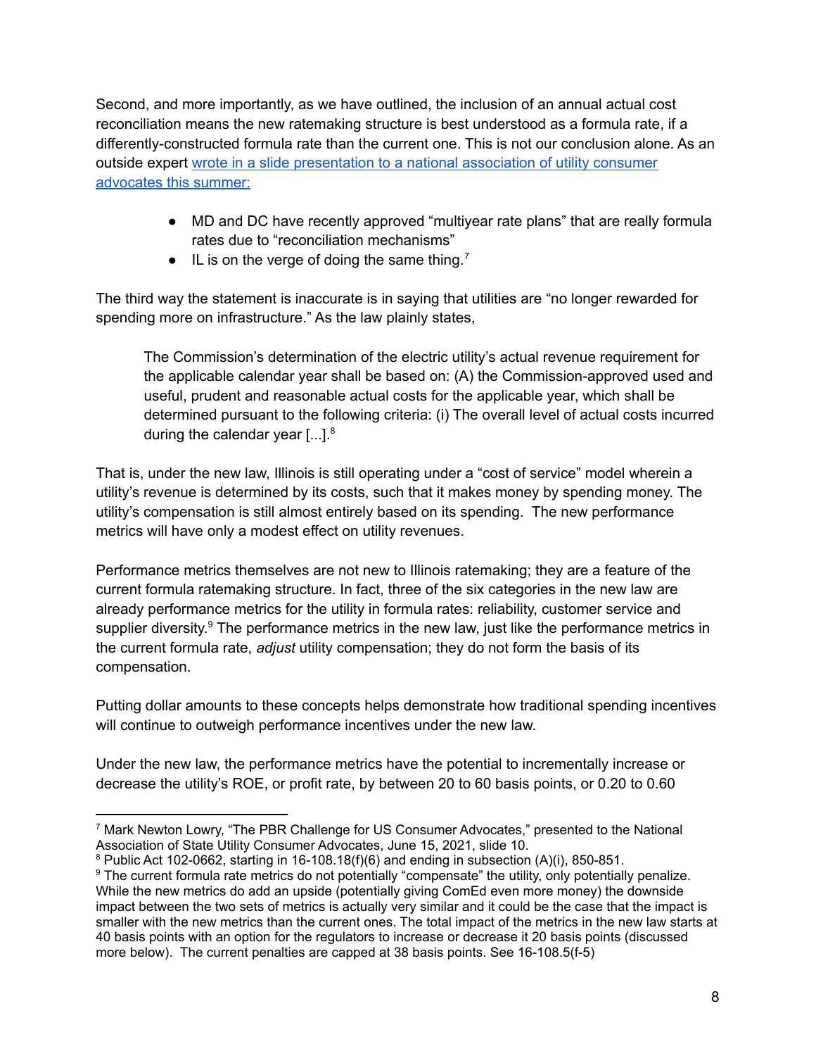Second, and more importantly, as we have outlined, the inclusion of an annual actual cost reconciliation means the new ratemaking structure is best understood as a formula rate, if a differently-constructed formula rate than the current one. This is not our conclusion alone. As an outside expert wrote in a slide presentation to a national association of utility consumer advocates this summer:

- MD and DC have recently approved "multiyear rate plans" that are really formula rates due to "reconciliation mechanisms"
- IL is on the verge of doing the same thing.[7]

The third way the statement is inaccurate is in saying that utilities are "no longer rewarded for spending more on infrastructure." As the law plainly states,

> The Commission's determination of the electric utility's actual revenue requirement for the applicable calendar year shall be based on: (A) the Commission-approved used and useful, prudent and reasonable actual costs for the applicable year, which shall be determined pursuant to the following criteria: (i) The overall level of actual costs incurred during the calendar year [...].[8]

That is, under the new law, Illinois is still operating under a "cost of service" model wherein a utility's revenue is determined by its costs, such that it makes money by spending money. The utility's compensation is still almost entirely based on its spending. The new performance metrics will have only a modest effect on utility revenues.

Performance metrics themselves are not new to Illinois ratemaking; they are a feature of the current formula ratemaking structure. In fact, three of the six categories in the new law are already performance metrics for the utility in formula rates: reliability, customer service and supplier diversity.[9] The performance metrics in the new law, just like the performance metrics in the current formula rate, *adjust* utility compensation; they do not form the basis of its compensation.

Putting dollar amounts to these concepts helps demonstrate how traditional spending incentives will continue to outweigh performance incentives under the new law.

Under the new law, the performance metrics have the potential to incrementally increase or decrease the utility's ROE, or profit rate, by between 20 to 60 basis points, or 0.20 to 0.60

---

[7] Mark Newton Lowry, "The PBR Challenge for US Consumer Advocates," presented to the National Association of State Utility Consumer Advocates, June 15, 2021, slide 10.

[8] Public Act 102-0662, starting in 16-108.18(f)(6) and ending in subsection (A)(i), 850-851.

[9] The current formula rate metrics do not potentially "compensate" the utility, only potentially penalize. While the new metrics do add an upside (potentially giving ComEd even more money) the downside impact between the two sets of metrics is actually very similar and it could be the case that the impact is smaller with the new metrics than the current ones. The total impact of the metrics in the new law starts at 40 basis points with an option for the regulators to increase or decrease it 20 basis points (discussed more below). The current penalties are capped at 38 basis points. See 16-108.5(f-5)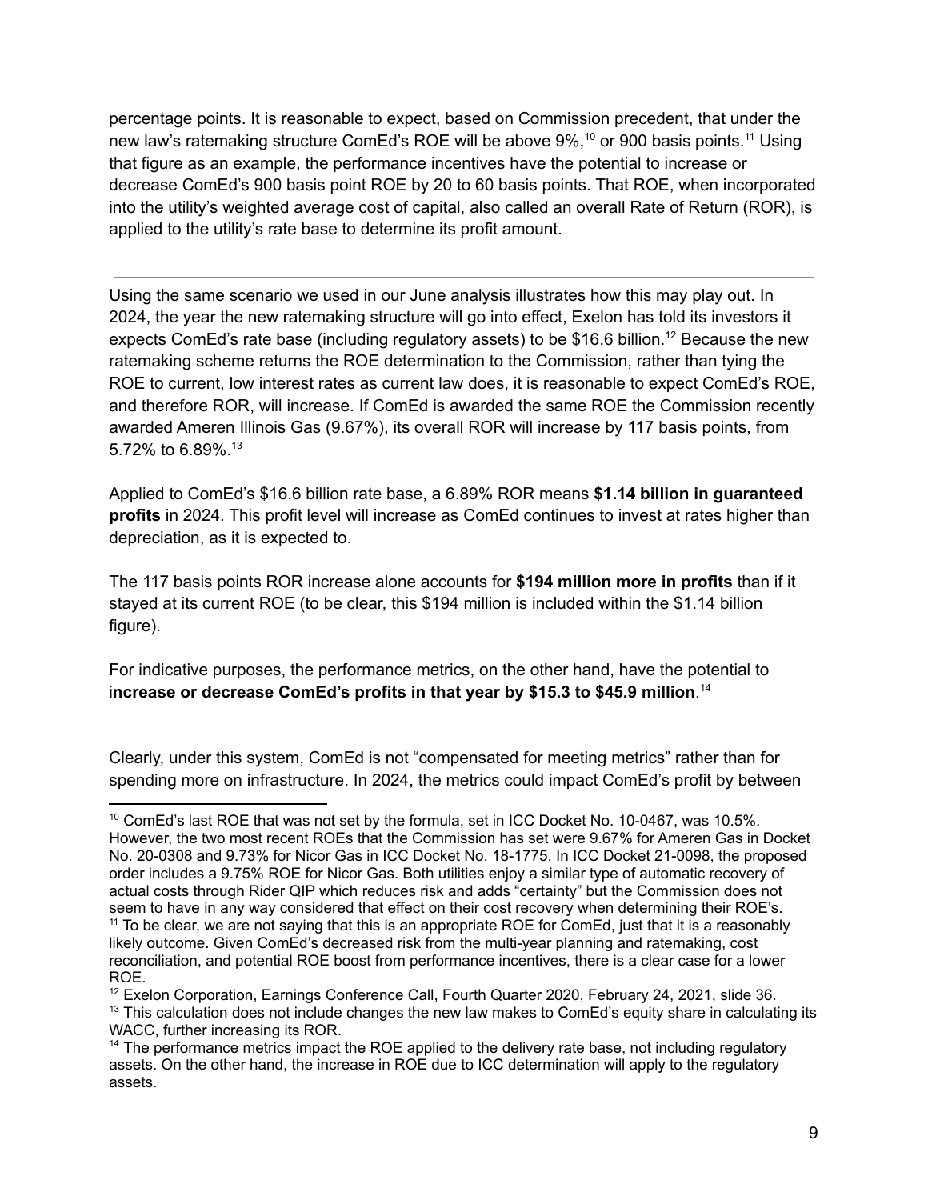percentage points. It is reasonable to expect, based on Commission precedent, that under the new law's ratemaking structure ComEd's ROE will be above 9%,[10] or 900 basis points.[11] Using that figure as an example, the performance incentives have the potential to increase or decrease ComEd's 900 basis point ROE by 20 to 60 basis points. That ROE, when incorporated into the utility's weighted average cost of capital, also called an overall Rate of Return (ROR), is applied to the utility's rate base to determine its profit amount.

---

Using the same scenario we used in our June analysis illustrates how this may play out. In 2024, the year the new ratemaking structure will go into effect, Exelon has told its investors it expects ComEd's rate base (including regulatory assets) to be $16.6 billion.[12] Because the new ratemaking scheme returns the ROE determination to the Commission, rather than tying the ROE to current, low interest rates as current law does, it is reasonable to expect ComEd's ROE, and therefore ROR, will increase. If ComEd is awarded the same ROE the Commission recently awarded Ameren Illinois Gas (9.67%), its overall ROR will increase by 117 basis points, from 5.72% to 6.89%.[13]

Applied to ComEd's $16.6 billion rate base, a 6.89% ROR means **$1.14 billion in guaranteed profits** in 2024. This profit level will increase as ComEd continues to invest at rates higher than depreciation, as it is expected to.

The 117 basis points ROR increase alone accounts for **$194 million more in profits** than if it stayed at its current ROE (to be clear, this $194 million is included within the $1.14 billion figure).

For indicative purposes, the performance metrics, on the other hand, have the potential to i**ncrease or decrease ComEd's profits in that year by $15.3 to $45.9 million**.[14]

---

Clearly, under this system, ComEd is not "compensated for meeting metrics" rather than for spending more on infrastructure. In 2024, the metrics could impact ComEd's profit by between

---

[10] ComEd's last ROE that was not set by the formula, set in ICC Docket No. 10-0467, was 10.5%. However, the two most recent ROEs that the Commission has set were 9.67% for Ameren Gas in Docket No. 20-0308 and 9.73% for Nicor Gas in ICC Docket No. 18-1775. In ICC Docket 21-0098, the proposed order includes a 9.75% ROE for Nicor Gas. Both utilities enjoy a similar type of automatic recovery of actual costs through Rider QIP which reduces risk and adds "certainty" but the Commission does not seem to have in any way considered that effect on their cost recovery when determining their ROE's.

[11] To be clear, we are not saying that this is an appropriate ROE for ComEd, just that it is a reasonably likely outcome. Given ComEd's decreased risk from the multi-year planning and ratemaking, cost reconciliation, and potential ROE boost from performance incentives, there is a clear case for a lower ROE.

[12] Exelon Corporation, Earnings Conference Call, Fourth Quarter 2020, February 24, 2021, slide 36.

[13] This calculation does not include changes the new law makes to ComEd's equity share in calculating its WACC, further increasing its ROR.

[14] The performance metrics impact the ROE applied to the delivery rate base, not including regulatory assets. On the other hand, the increase in ROE due to ICC determination will apply to the regulatory assets.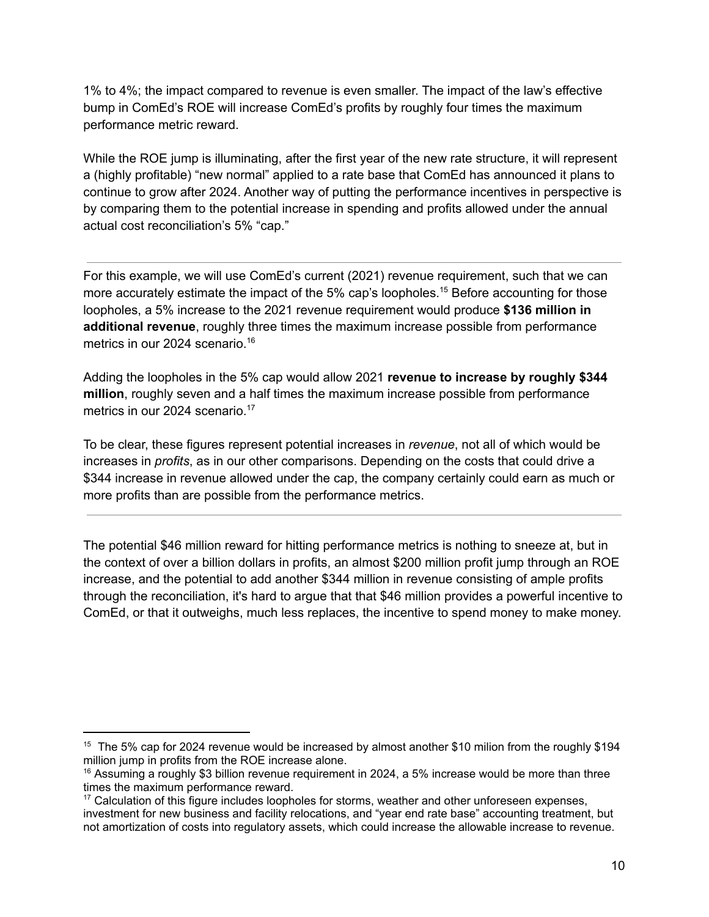1% to 4%; the impact compared to revenue is even smaller. The impact of the law's effective bump in ComEd's ROE will increase ComEd's profits by roughly four times the maximum performance metric reward.

While the ROE jump is illuminating, after the first year of the new rate structure, it will represent a (highly profitable) "new normal" applied to a rate base that ComEd has announced it plans to continue to grow after 2024. Another way of putting the performance incentives in perspective is by comparing them to the potential increase in spending and profits allowed under the annual actual cost reconciliation's 5% "cap."

---

For this example, we will use ComEd's current (2021) revenue requirement, such that we can more accurately estimate the impact of the 5% cap's loopholes.[15] Before accounting for those loopholes, a 5% increase to the 2021 revenue requirement would produce **$136 million in additional revenue**, roughly three times the maximum increase possible from performance metrics in our 2024 scenario.[16]

Adding the loopholes in the 5% cap would allow 2021 **revenue to increase by roughly $344 million**, roughly seven and a half times the maximum increase possible from performance metrics in our 2024 scenario.[17]

To be clear, these figures represent potential increases in *revenue*, not all of which would be increases in *profits*, as in our other comparisons. Depending on the costs that could drive a $344 increase in revenue allowed under the cap, the company certainly could earn as much or more profits than are possible from the performance metrics.

---

The potential $46 million reward for hitting performance metrics is nothing to sneeze at, but in the context of over a billion dollars in profits, an almost $200 million profit jump through an ROE increase, and the potential to add another $344 million in revenue consisting of ample profits through the reconciliation, it's hard to argue that that $46 million provides a powerful incentive to ComEd, or that it outweighs, much less replaces, the incentive to spend money to make money.

---

[15] The 5% cap for 2024 revenue would be increased by almost another $10 milion from the roughly $194 million jump in profits from the ROE increase alone.

[16] Assuming a roughly $3 billion revenue requirement in 2024, a 5% increase would be more than three times the maximum performance reward.

[17] Calculation of this figure includes loopholes for storms, weather and other unforeseen expenses, investment for new business and facility relocations, and "year end rate base" accounting treatment, but not amortization of costs into regulatory assets, which could increase the allowable increase to revenue.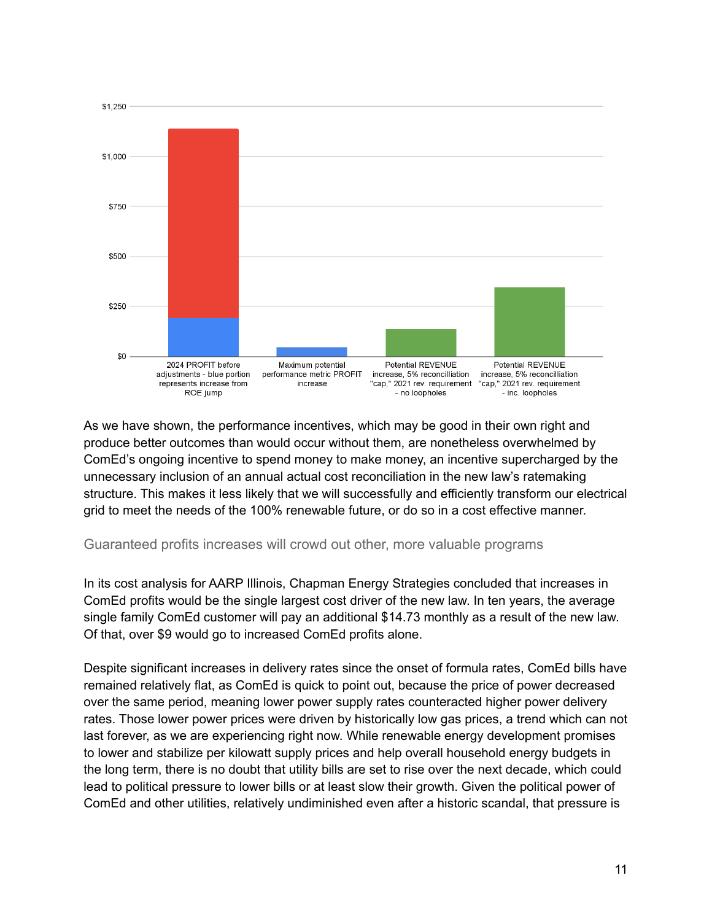$1,250

$1,000

$750

$500

$250

$0

2024 PROFIT before adjustments - blue portion represents increase from ROE jump

Maximum potential performance metric PROFIT increase

Potential REVENUE increase, 5% reconcilliation "cap," 2021 rev. requirement - no loopholes

Potential REVENUE increase, 5% reconcilliation "cap," 2021 rev. requirement - inc. loopholes

As we have shown, the performance incentives, which may be good in their own right and produce better outcomes than would occur without them, are nonetheless overwhelmed by ComEd's ongoing incentive to spend money to make money, an incentive supercharged by the unnecessary inclusion of an annual actual cost reconciliation in the new law's ratemaking structure. This makes it less likely that we will successfully and efficiently transform our electrical grid to meet the needs of the 100% renewable future, or do so in a cost effective manner.

### Guaranteed profits increases will crowd out other, more valuable programs

In its cost analysis for AARP Illinois, Chapman Energy Strategies concluded that increases in ComEd profits would be the single largest cost driver of the new law. In ten years, the average single family ComEd customer will pay an additional $14.73 monthly as a result of the new law. Of that, over $9 would go to increased ComEd profits alone.

Despite significant increases in delivery rates since the onset of formula rates, ComEd bills have remained relatively flat, as ComEd is quick to point out, because the price of power decreased over the same period, meaning lower power supply rates counteracted higher power delivery rates. Those lower power prices were driven by historically low gas prices, a trend which can not last forever, as we are experiencing right now. While renewable energy development promises to lower and stabilize per kilowatt supply prices and help overall household energy budgets in the long term, there is no doubt that utility bills are set to rise over the next decade, which could lead to political pressure to lower bills or at least slow their growth. Given the political power of ComEd and other utilities, relatively undiminished even after a historic scandal, that pressure is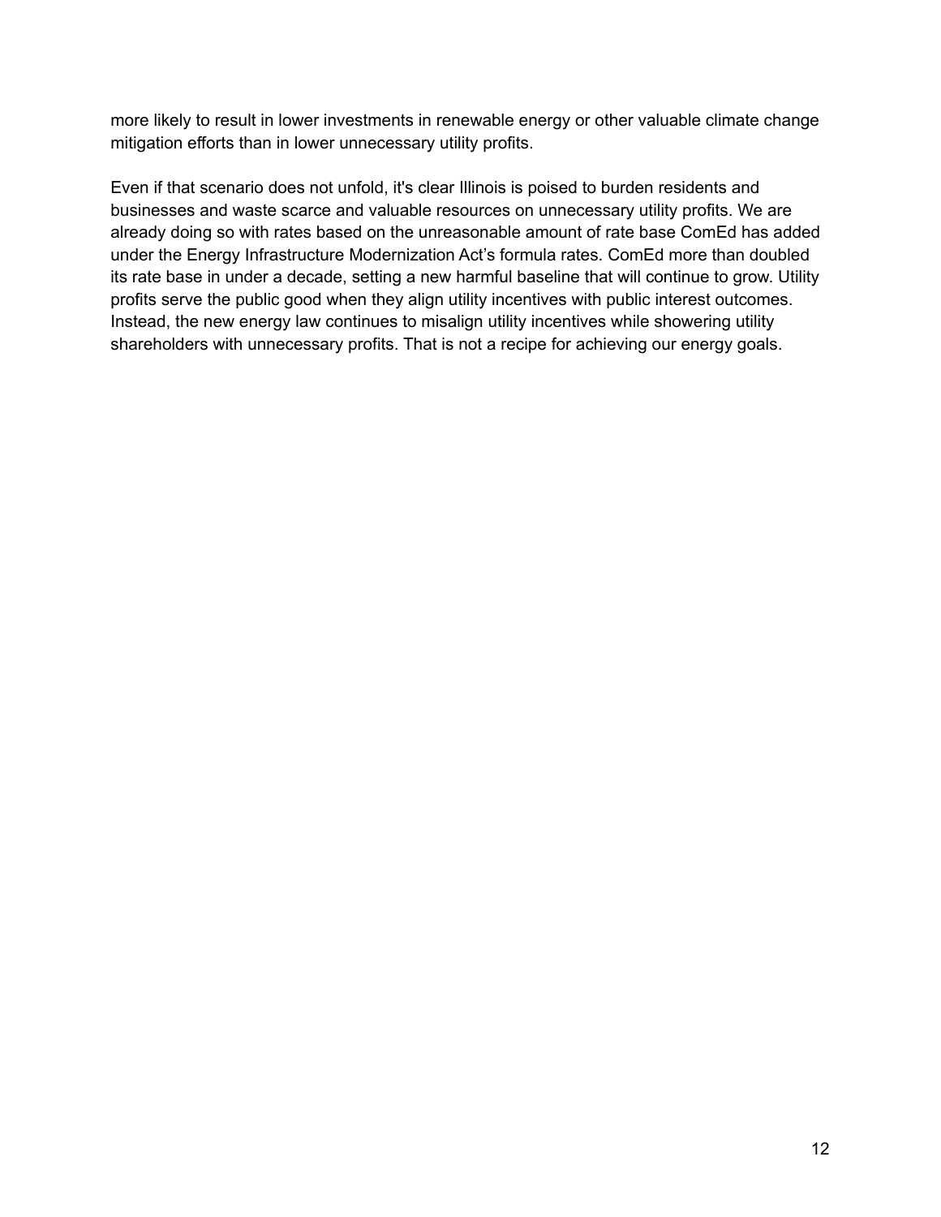more likely to result in lower investments in renewable energy or other valuable climate change mitigation efforts than in lower unnecessary utility profits.

Even if that scenario does not unfold, it's clear Illinois is poised to burden residents and businesses and waste scarce and valuable resources on unnecessary utility profits. We are already doing so with rates based on the unreasonable amount of rate base ComEd has added under the Energy Infrastructure Modernization Act's formula rates. ComEd more than doubled its rate base in under a decade, setting a new harmful baseline that will continue to grow. Utility profits serve the public good when they align utility incentives with public interest outcomes. Instead, the new energy law continues to misalign utility incentives while showering utility shareholders with unnecessary profits. That is not a recipe for achieving our energy goals.